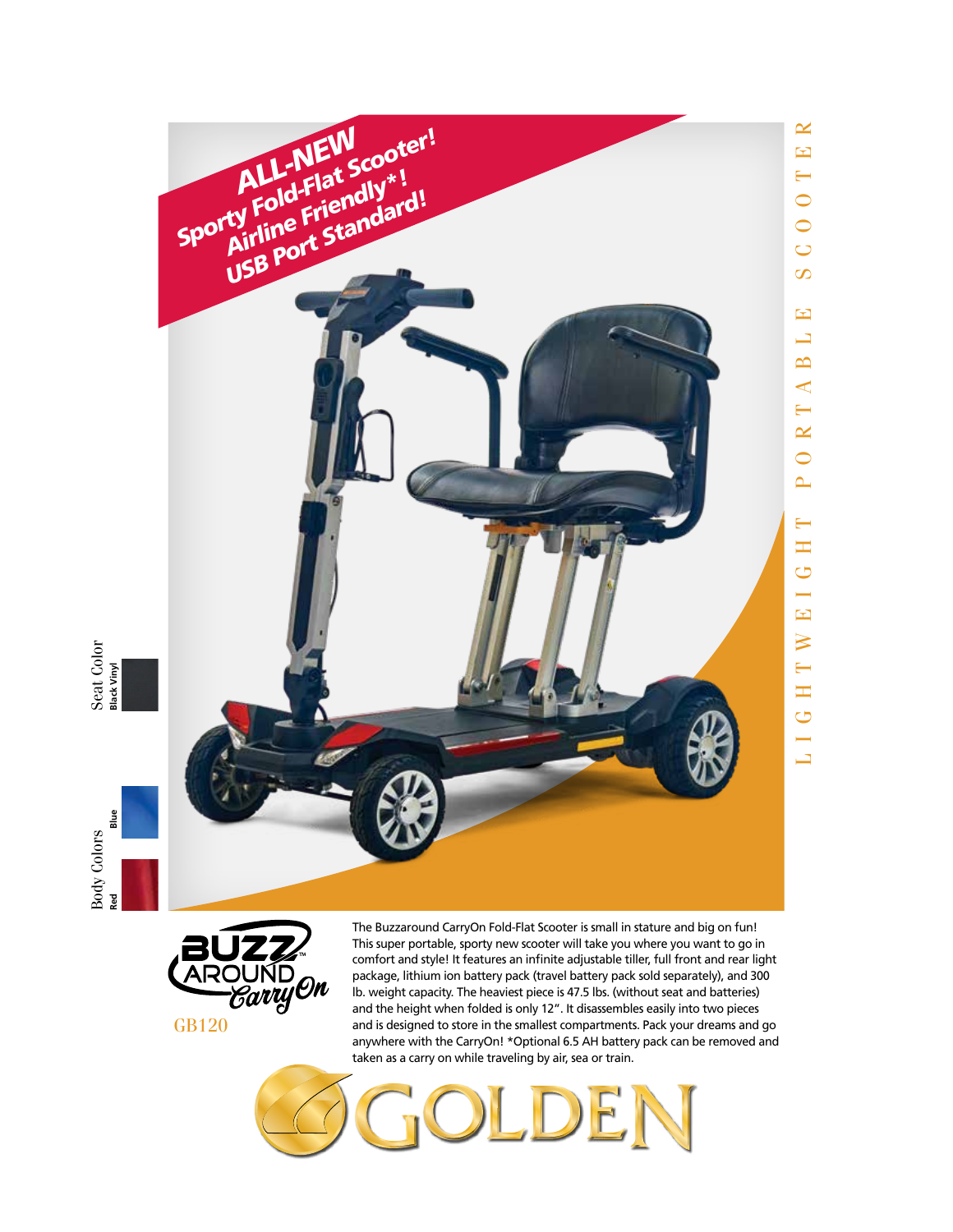# ALL-NEW

**Sporty Fold-Flat Scooter!**
**Airline Friendly*!**
**USB Port Standard!**

LIGHTWEIGHT PORTABLE SCOOTER

Seat Color
- Black Vinyl

Body Colors
- Blue
- Red

BUZZAROUND CarryOn

GB120

The Buzzaround CarryOn Fold-Flat Scooter is small in stature and big on fun! This super portable, sporty new scooter will take you where you want to go in comfort and style! It features an infinite adjustable tiller, full front and rear light package, lithium ion battery pack (travel battery pack sold separately), and 300 lb. weight capacity. The heaviest piece is 47.5 lbs. (without seat and batteries) and the height when folded is only 12". It disassembles easily into two pieces and is designed to store in the smallest compartments. Pack your dreams and go anywhere with the CarryOn! *Optional 6.5 AH battery pack can be removed and taken as a carry on while traveling by air, sea or train.

GOLDEN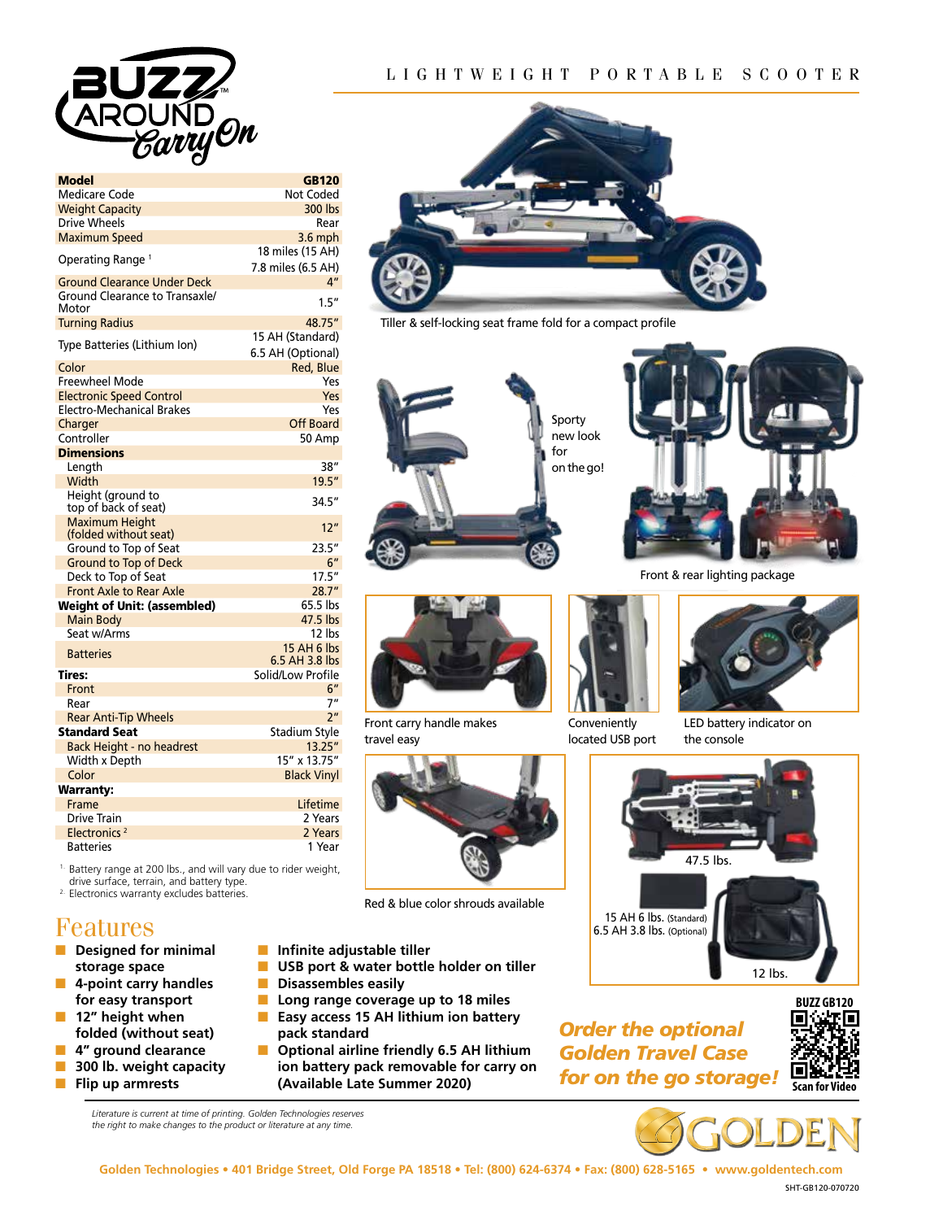# BUZZ AROUND Carry On

LIGHTWEIGHT PORTABLE SCOOTER

| Model | GB120 |
|---|---|
| Medicare Code | Not Coded |
| Weight Capacity | 300 lbs |
| Drive Wheels | Rear |
| Maximum Speed | 3.6 mph |
| Operating Range [1] | 18 miles (15 AH) 7.8 miles (6.5 AH) |
| Ground Clearance Under Deck | 4″ |
| Ground Clearance to Transaxle/ Motor | 1.5″ |
| Turning Radius | 48.75″ |
| Type Batteries (Lithium Ion) | 15 AH (Standard) 6.5 AH (Optional) |
| Color | Red, Blue |
| Freewheel Mode | Yes |
| Electronic Speed Control | Yes |
| Electro-Mechanical Brakes | Yes |
| Charger | Off Board |
| Controller | 50 Amp |
| **Dimensions** | |
| Length | 38″ |
| Width | 19.5″ |
| Height (ground to top of back of seat) | 34.5″ |
| Maximum Height (folded without seat) | 12″ |
| Ground to Top of Seat | 23.5″ |
| Ground to Top of Deck | 6″ |
| Deck to Top of Seat | 17.5″ |
| Front Axle to Rear Axle | 28.7″ |
| **Weight of Unit: (assembled)** | 65.5 lbs |
| Main Body | 47.5 lbs |
| Seat w/Arms | 12 lbs |
| Batteries | 15 AH 6 lbs 6.5 AH 3.8 lbs |
| **Tires:** | Solid/Low Profile |
| Front | 6″ |
| Rear | 7″ |
| Rear Anti-Tip Wheels | 2″ |
| **Standard Seat** | Stadium Style |
| Back Height - no headrest | 13.25″ |
| Width x Depth | 15″ x 13.75″ |
| Color | Black Vinyl |
| **Warranty:** | |
| Frame | Lifetime |
| Drive Train | 2 Years |
| Electronics [2] | 2 Years |
| Batteries | 1 Year |

1. Battery range at 200 lbs., and will vary due to rider weight, drive surface, terrain, and battery type.
2. Electronics warranty excludes batteries.

Tiller & self-locking seat frame fold for a compact profile

Sporty new look for on the go!

Front & rear lighting package

Front carry handle makes travel easy

Conveniently located USB port

LED battery indicator on the console

Red & blue color shrouds available

47.5 lbs.

15 AH 6 lbs. (Standard)
6.5 AH 3.8 lbs. (Optional)

12 lbs.

## Features

- **Designed for minimal storage space**
- **4-point carry handles for easy transport**
- **12″ height when folded (without seat)**
- **4″ ground clearance**
- **300 lb. weight capacity**
- **Flip up armrests**
- **Infinite adjustable tiller**
- **USB port & water bottle holder on tiller**
- **Disassembles easily**
- **Long range coverage up to 18 miles**
- **Easy access 15 AH lithium ion battery pack standard**
- **Optional airline friendly 6.5 AH lithium ion battery pack removable for carry on (Available Late Summer 2020)**

***Order the optional Golden Travel Case for on the go storage!***

BUZZ GB120
Scan for Video

*Literature is current at time of printing. Golden Technologies reserves the right to make changes to the product or literature at any time.*

GOLDEN

**Golden Technologies • 401 Bridge Street, Old Forge PA 18518 • Tel: (800) 624-6374 • Fax: (800) 628-5165 • www.goldentech.com**

SHT-GB120-070720